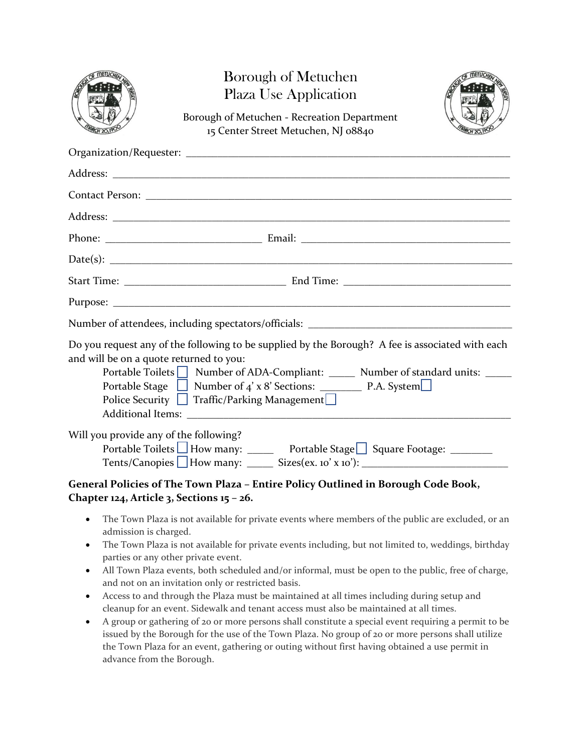# Borough of Metuchen
# Plaza Use Application

Borough of Metuchen - Recreation Department
15 Center Street Metuchen, NJ 08840

Organization/Requester: ____________________________________________

Address: ____________________________________________

Contact Person: ____________________________________________

Address: ____________________________________________

Phone: ______________________ Email: ______________________________

Date(s): ____________________________________________

Start Time: ______________________ End Time: ______________________

Purpose: ____________________________________________

Number of attendees, including spectators/officials: ______________________

Do you request any of the following to be supplied by the Borough? A fee is associated with each and will be on a quote returned to you:

Portable Toilets ☐ Number of ADA-Compliant: _____ Number of standard units: _____
Portable Stage ☐ Number of 4' x 8' Sections: ________ P.A. System ☐
Police Security ☐ Traffic/Parking Management ☐
Additional Items: ____________________________________________

Will you provide any of the following?

Portable Toilets ☐ How many: _____ Portable Stage ☐ Square Footage: ________
Tents/Canopies ☐ How many: _____ Sizes(ex. 10' x 10'): ______________________

**General Policies of The Town Plaza – Entire Policy Outlined in Borough Code Book, Chapter 124, Article 3, Sections 15 – 26.**

- The Town Plaza is not available for private events where members of the public are excluded, or an admission is charged.
- The Town Plaza is not available for private events including, but not limited to, weddings, birthday parties or any other private event.
- All Town Plaza events, both scheduled and/or informal, must be open to the public, free of charge, and not on an invitation only or restricted basis.
- Access to and through the Plaza must be maintained at all times including during setup and cleanup for an event. Sidewalk and tenant access must also be maintained at all times.
- A group or gathering of 20 or more persons shall constitute a special event requiring a permit to be issued by the Borough for the use of the Town Plaza. No group of 20 or more persons shall utilize the Town Plaza for an event, gathering or outing without first having obtained a use permit in advance from the Borough.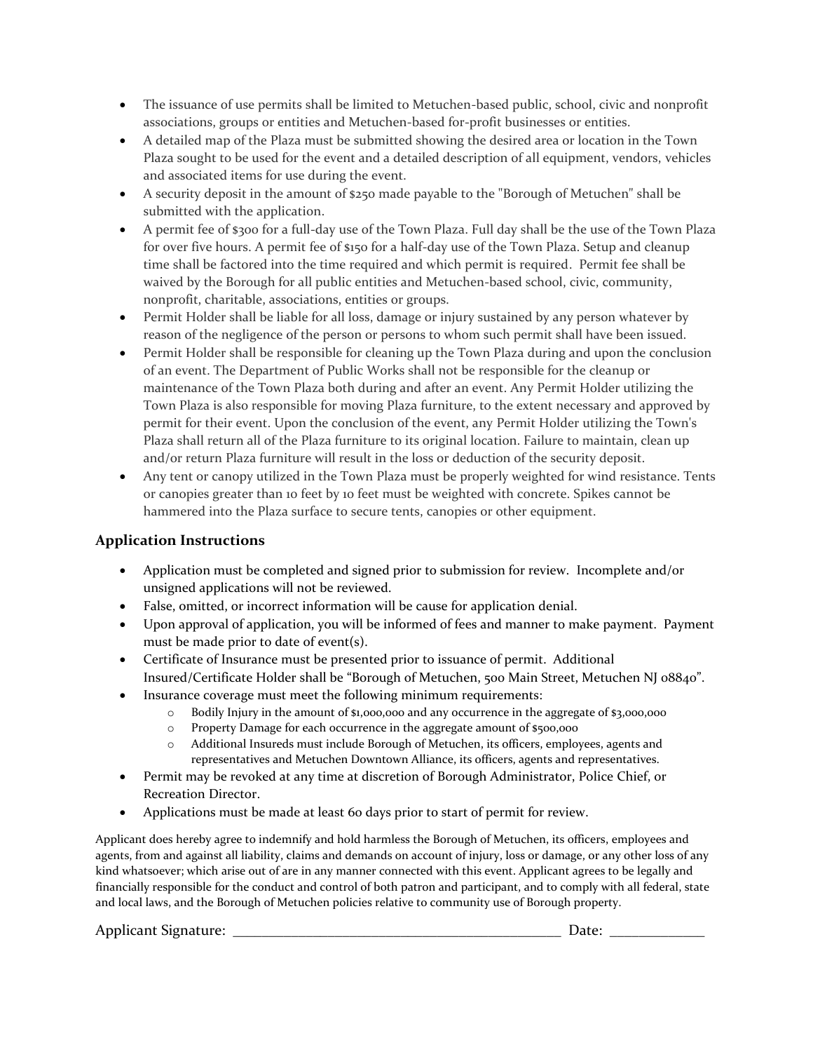- The issuance of use permits shall be limited to Metuchen-based public, school, civic and nonprofit associations, groups or entities and Metuchen-based for-profit businesses or entities.
- A detailed map of the Plaza must be submitted showing the desired area or location in the Town Plaza sought to be used for the event and a detailed description of all equipment, vendors, vehicles and associated items for use during the event.
- A security deposit in the amount of $250 made payable to the "Borough of Metuchen" shall be submitted with the application.
- A permit fee of $300 for a full-day use of the Town Plaza. Full day shall be the use of the Town Plaza for over five hours. A permit fee of $150 for a half-day use of the Town Plaza. Setup and cleanup time shall be factored into the time required and which permit is required. Permit fee shall be waived by the Borough for all public entities and Metuchen-based school, civic, community, nonprofit, charitable, associations, entities or groups.
- Permit Holder shall be liable for all loss, damage or injury sustained by any person whatever by reason of the negligence of the person or persons to whom such permit shall have been issued.
- Permit Holder shall be responsible for cleaning up the Town Plaza during and upon the conclusion of an event. The Department of Public Works shall not be responsible for the cleanup or maintenance of the Town Plaza both during and after an event. Any Permit Holder utilizing the Town Plaza is also responsible for moving Plaza furniture, to the extent necessary and approved by permit for their event. Upon the conclusion of the event, any Permit Holder utilizing the Town's Plaza shall return all of the Plaza furniture to its original location. Failure to maintain, clean up and/or return Plaza furniture will result in the loss or deduction of the security deposit.
- Any tent or canopy utilized in the Town Plaza must be properly weighted for wind resistance. Tents or canopies greater than 10 feet by 10 feet must be weighted with concrete. Spikes cannot be hammered into the Plaza surface to secure tents, canopies or other equipment.

### Application Instructions

- Application must be completed and signed prior to submission for review. Incomplete and/or unsigned applications will not be reviewed.
- False, omitted, or incorrect information will be cause for application denial.
- Upon approval of application, you will be informed of fees and manner to make payment. Payment must be made prior to date of event(s).
- Certificate of Insurance must be presented prior to issuance of permit. Additional Insured/Certificate Holder shall be "Borough of Metuchen, 500 Main Street, Metuchen NJ 08840".
- Insurance coverage must meet the following minimum requirements:
  - Bodily Injury in the amount of $1,000,000 and any occurrence in the aggregate of $3,000,000
  - Property Damage for each occurrence in the aggregate amount of $500,000
  - Additional Insureds must include Borough of Metuchen, its officers, employees, agents and representatives and Metuchen Downtown Alliance, its officers, agents and representatives.
- Permit may be revoked at any time at discretion of Borough Administrator, Police Chief, or Recreation Director.
- Applications must be made at least 60 days prior to start of permit for review.

Applicant does hereby agree to indemnify and hold harmless the Borough of Metuchen, its officers, employees and agents, from and against all liability, claims and demands on account of injury, loss or damage, or any other loss of any kind whatsoever; which arise out of are in any manner connected with this event. Applicant agrees to be legally and financially responsible for the conduct and control of both patron and participant, and to comply with all federal, state and local laws, and the Borough of Metuchen policies relative to community use of Borough property.

Applicant Signature: ______________________________________________ Date: _____________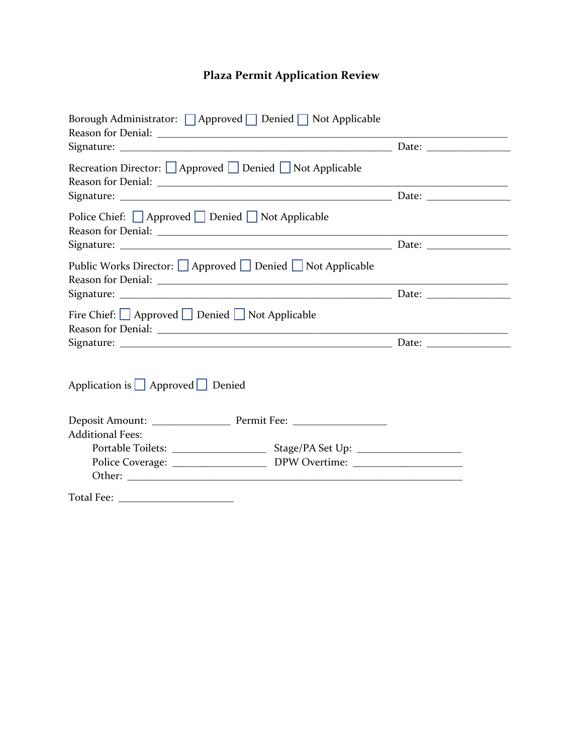# Plaza Permit Application Review

Borough Administrator: ☐ Approved ☐ Denied ☐ Not Applicable
Reason for Denial: ___________________________________________________________________________
Signature: ___________________________________________________________ Date: ________________

Recreation Director: ☐ Approved ☐ Denied ☐ Not Applicable
Reason for Denial: ___________________________________________________________________________
Signature: ___________________________________________________________ Date: ________________

Police Chief: ☐ Approved ☐ Denied ☐ Not Applicable
Reason for Denial: ___________________________________________________________________________
Signature: ___________________________________________________________ Date: ________________

Public Works Director: ☐ Approved ☐ Denied ☐ Not Applicable
Reason for Denial: ___________________________________________________________________________
Signature: ___________________________________________________________ Date: ________________

Fire Chief: ☐ Approved ☐ Denied ☐ Not Applicable
Reason for Denial: ___________________________________________________________________________
Signature: ___________________________________________________________ Date: ________________

Application is ☐ Approved ☐ Denied

Deposit Amount: _______________ Permit Fee: ___________________
Additional Fees:
  Portable Toilets: ___________________ Stage/PA Set Up: _____________________
  Police Coverage: ___________________ DPW Overtime: ______________________
  Other: _____________________________________________________________________

Total Fee: ______________________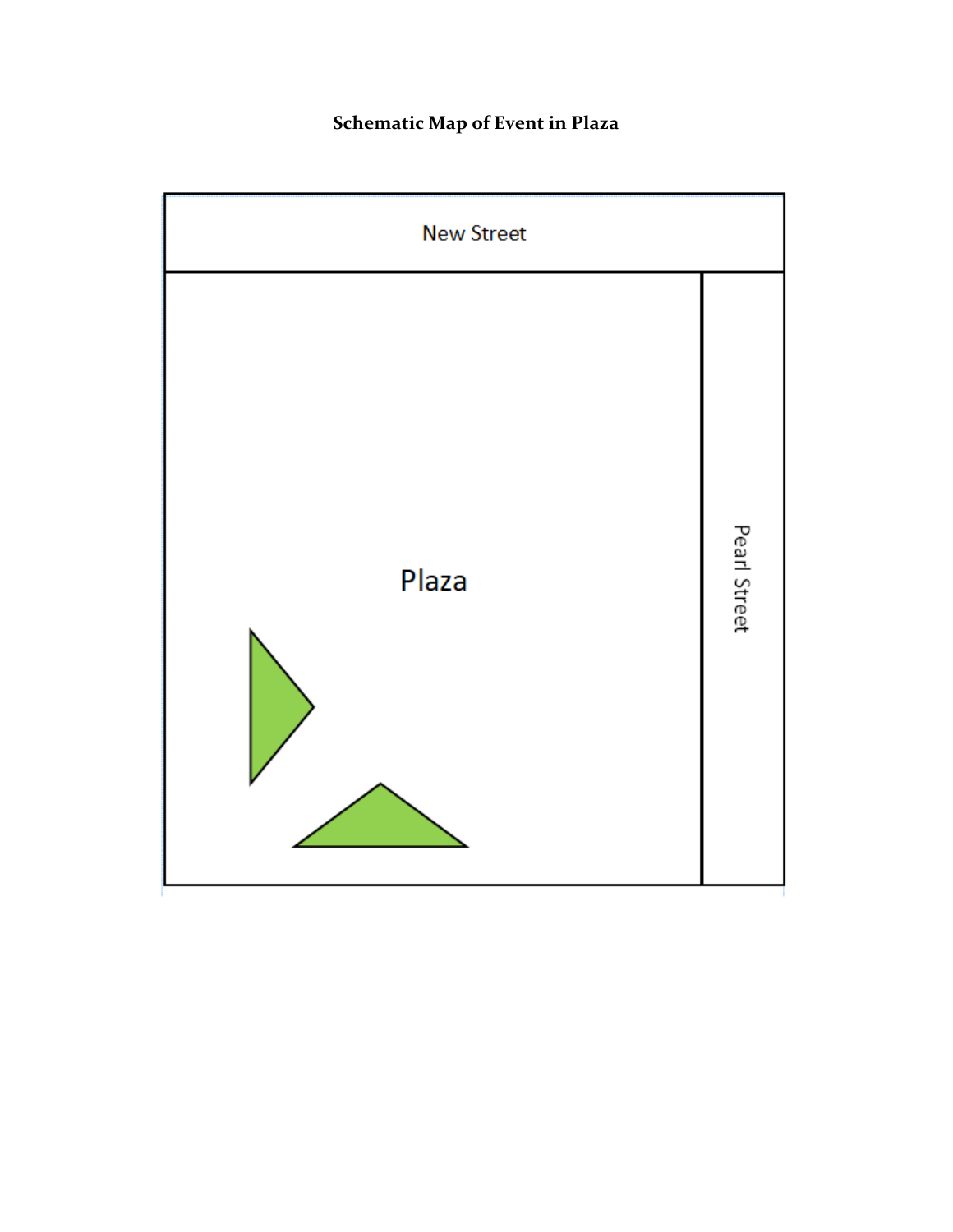**Schematic Map of Event in Plaza**

New Street

Plaza

Pearl Street